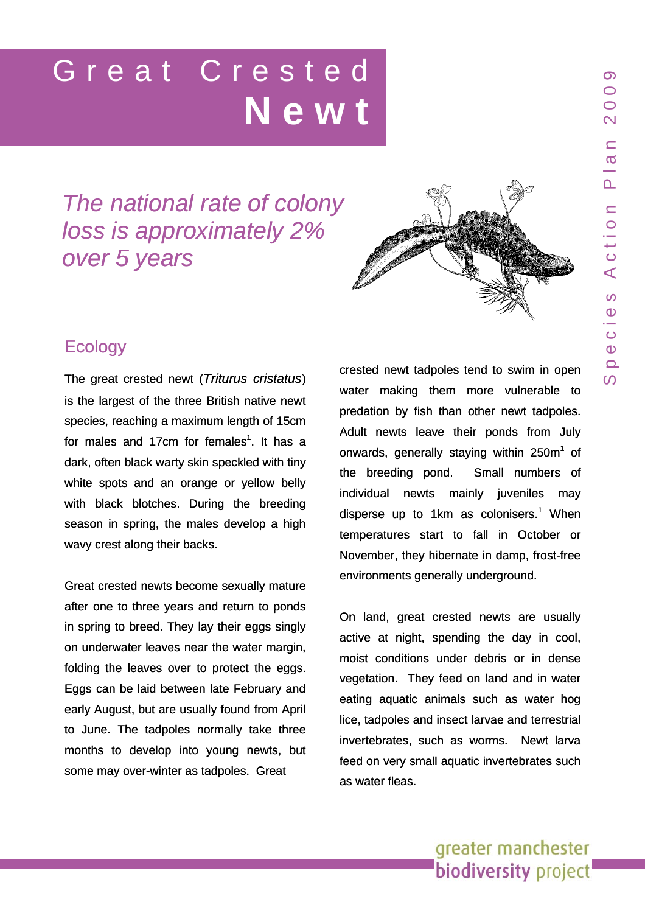# Great Crested Newt

*The national rate of colony loss is approximately 2% over 5 years*

## Ecology

The great crested newt (*Triturus cristatus*) is the largest of the three British native newt species, reaching a maximum length of 15cm for males and 17cm for females[1]. It has a dark, often black warty skin speckled with tiny white spots and an orange or yellow belly with black blotches. During the breeding season in spring, the males develop a high wavy crest along their backs.

Great crested newts become sexually mature after one to three years and return to ponds in spring to breed. They lay their eggs singly on underwater leaves near the water margin, folding the leaves over to protect the eggs. Eggs can be laid between late February and early August, but are usually found from April to June. The tadpoles normally take three months to develop into young newts, but some may over-winter as tadpoles. Great crested newt tadpoles tend to swim in open water making them more vulnerable to predation by fish than other newt tadpoles. Adult newts leave their ponds from July onwards, generally staying within 250m[1] of the breeding pond. Small numbers of individual newts mainly juveniles may disperse up to 1km as colonisers.[1] When temperatures start to fall in October or November, they hibernate in damp, frost-free environments generally underground.

On land, great crested newts are usually active at night, spending the day in cool, moist conditions under debris or in dense vegetation. They feed on land and in water eating aquatic animals such as water hog lice, tadpoles and insect larvae and terrestrial invertebrates, such as worms. Newt larva feed on very small aquatic invertebrates such as water fleas.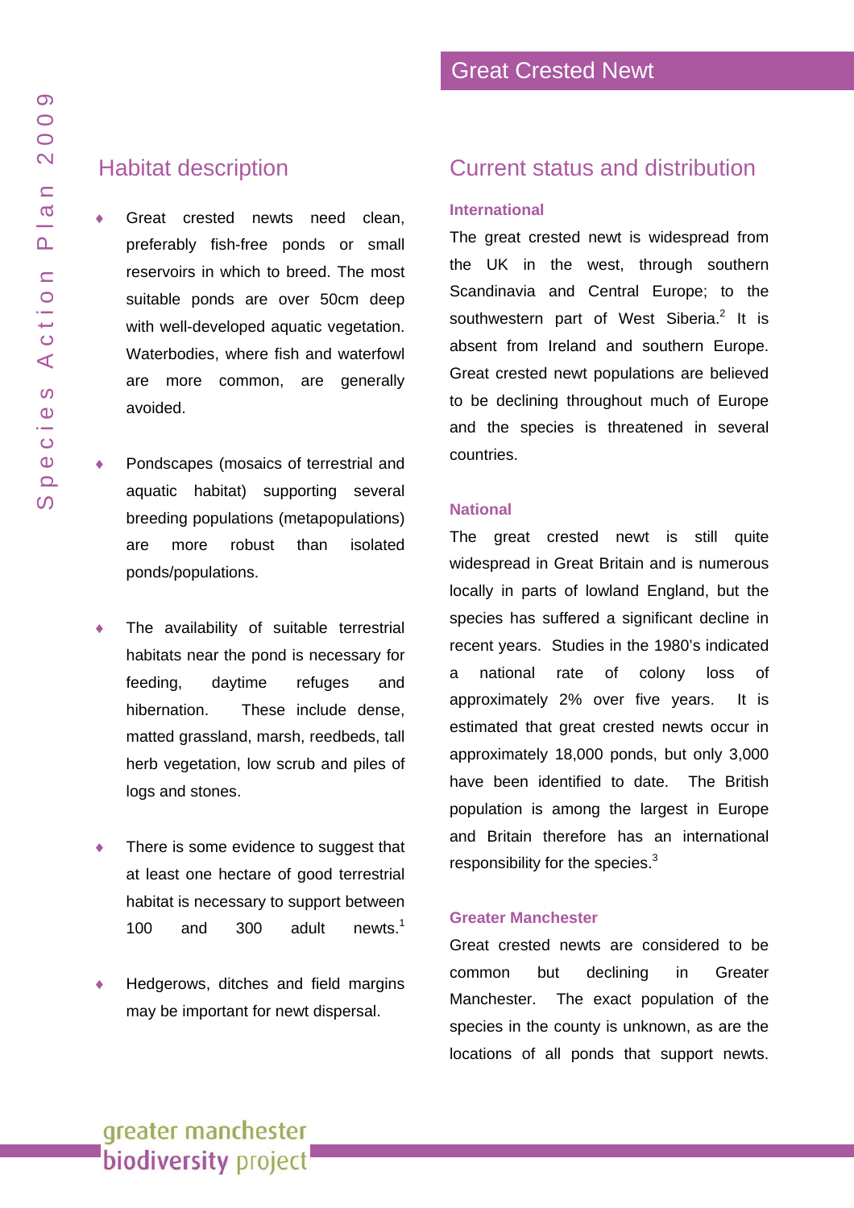# Great Crested Newt

## Habitat description

- Great crested newts need clean, preferably fish-free ponds or small reservoirs in which to breed. The most suitable ponds are over 50cm deep with well-developed aquatic vegetation. Waterbodies, where fish and waterfowl are more common, are generally avoided.

- Pondscapes (mosaics of terrestrial and aquatic habitat) supporting several breeding populations (metapopulations) are more robust than isolated ponds/populations.

- The availability of suitable terrestrial habitats near the pond is necessary for feeding, daytime refuges and hibernation. These include dense, matted grassland, marsh, reedbeds, tall herb vegetation, low scrub and piles of logs and stones.

- There is some evidence to suggest that at least one hectare of good terrestrial habitat is necessary to support between 100 and 300 adult newts.[1]

- Hedgerows, ditches and field margins may be important for newt dispersal.

## Current status and distribution

### International

The great crested newt is widespread from the UK in the west, through southern Scandinavia and Central Europe; to the southwestern part of West Siberia.[2] It is absent from Ireland and southern Europe. Great crested newt populations are believed to be declining throughout much of Europe and the species is threatened in several countries.

### National

The great crested newt is still quite widespread in Great Britain and is numerous locally in parts of lowland England, but the species has suffered a significant decline in recent years. Studies in the 1980's indicated a national rate of colony loss of approximately 2% over five years. It is estimated that great crested newts occur in approximately 18,000 ponds, but only 3,000 have been identified to date. The British population is among the largest in Europe and Britain therefore has an international responsibility for the species.[3]

### Greater Manchester

Great crested newts are considered to be common but declining in Greater Manchester. The exact population of the species in the county is unknown, as are the locations of all ponds that support newts.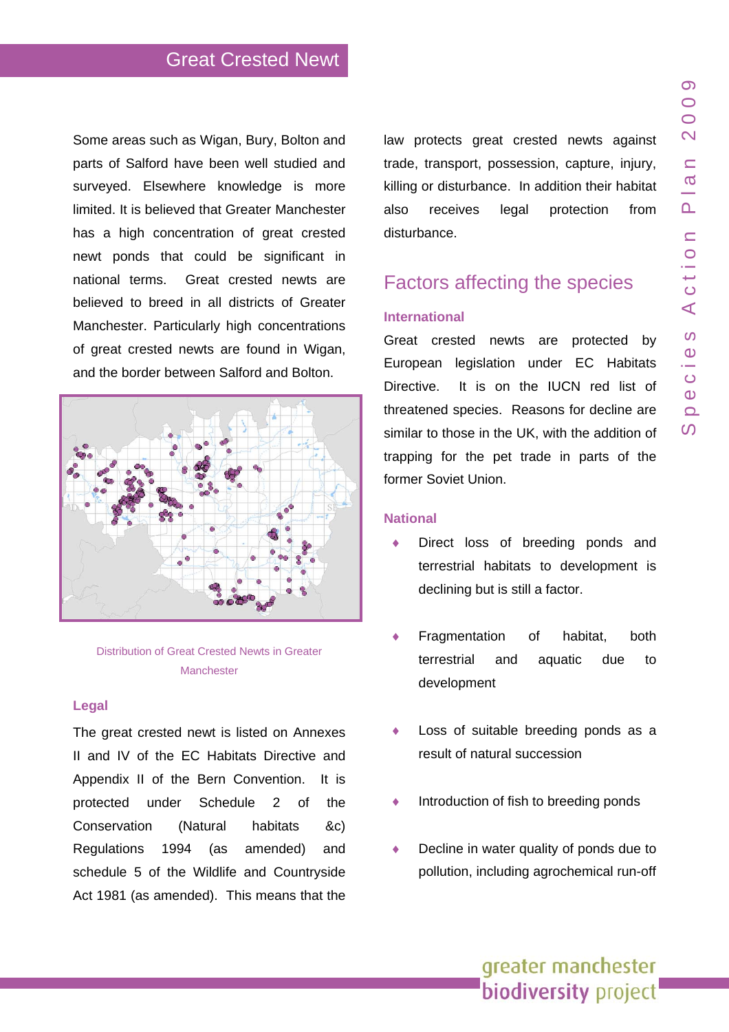Some areas such as Wigan, Bury, Bolton and parts of Salford have been well studied and surveyed. Elsewhere knowledge is more limited. It is believed that Greater Manchester has a high concentration of great crested newt ponds that could be significant in national terms. Great crested newts are believed to breed in all districts of Greater Manchester. Particularly high concentrations of great crested newts are found in Wigan, and the border between Salford and Bolton.

Distribution of Great Crested Newts in Greater Manchester

### Legal

The great crested newt is listed on Annexes II and IV of the EC Habitats Directive and Appendix II of the Bern Convention. It is protected under Schedule 2 of the Conservation (Natural habitats &c) Regulations 1994 (as amended) and schedule 5 of the Wildlife and Countryside Act 1981 (as amended). This means that the law protects great crested newts against trade, transport, possession, capture, injury, killing or disturbance. In addition their habitat also receives legal protection from disturbance.

## Factors affecting the species

### International

Great crested newts are protected by European legislation under EC Habitats Directive. It is on the IUCN red list of threatened species. Reasons for decline are similar to those in the UK, with the addition of trapping for the pet trade in parts of the former Soviet Union.

### National

- Direct loss of breeding ponds and terrestrial habitats to development is declining but is still a factor.
- Fragmentation of habitat, both terrestrial and aquatic due to development
- Loss of suitable breeding ponds as a result of natural succession
- Introduction of fish to breeding ponds
- Decline in water quality of ponds due to pollution, including agrochemical run-off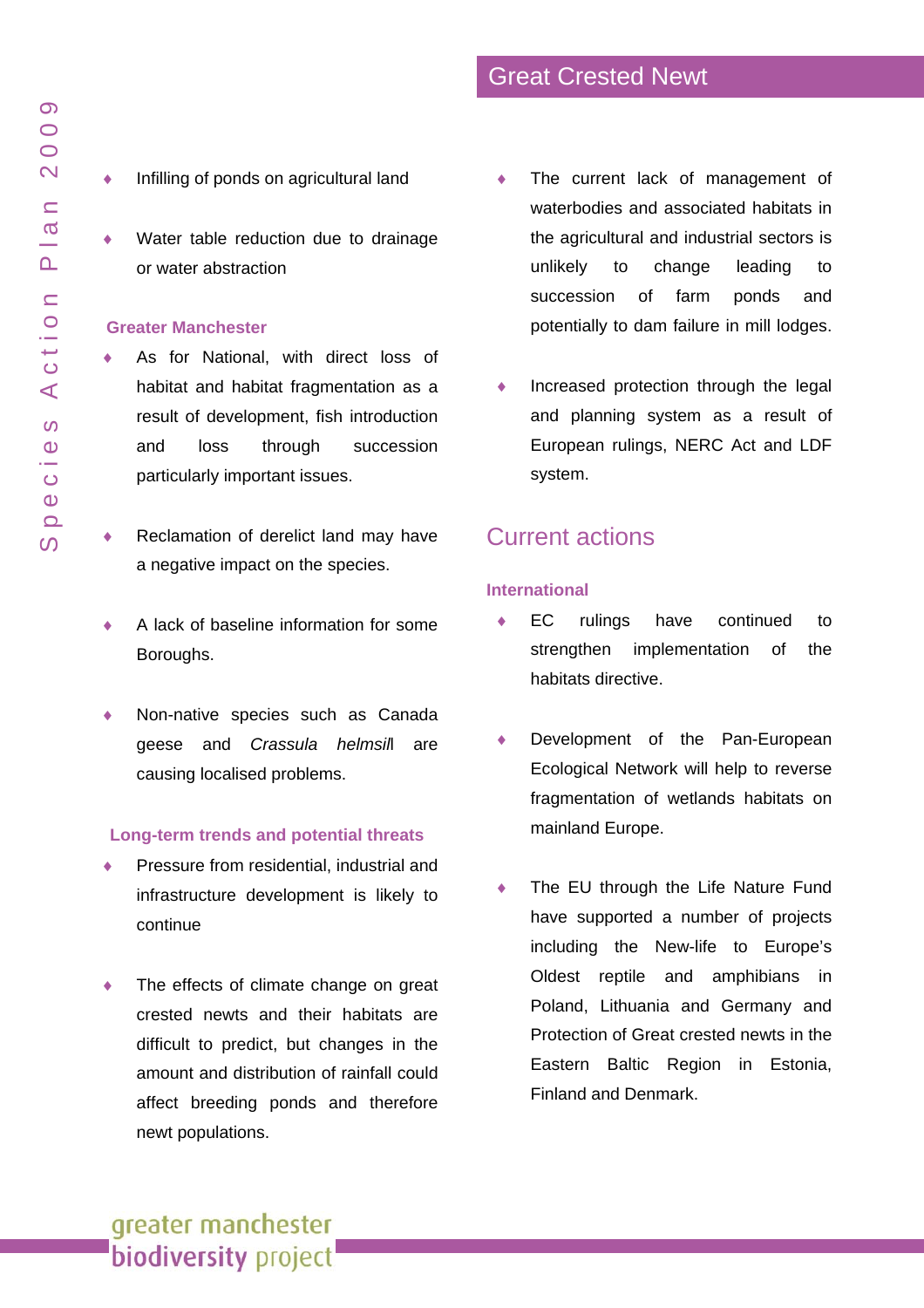- Infilling of ponds on agricultural land

- Water table reduction due to drainage or water abstraction

### Greater Manchester

- As for National, with direct loss of habitat and habitat fragmentation as a result of development, fish introduction and loss through succession particularly important issues.

- Reclamation of derelict land may have a negative impact on the species.

- A lack of baseline information for some Boroughs.

- Non-native species such as Canada geese and *Crassula helmsill* are causing localised problems.

### Long-term trends and potential threats

- Pressure from residential, industrial and infrastructure development is likely to continue

- The effects of climate change on great crested newts and their habitats are difficult to predict, but changes in the amount and distribution of rainfall could affect breeding ponds and therefore newt populations.

- The current lack of management of waterbodies and associated habitats in the agricultural and industrial sectors is unlikely to change leading to succession of farm ponds and potentially to dam failure in mill lodges.

- Increased protection through the legal and planning system as a result of European rulings, NERC Act and LDF system.

## Current actions

### International

- EC rulings have continued to strengthen implementation of the habitats directive.

- Development of the Pan-European Ecological Network will help to reverse fragmentation of wetlands habitats on mainland Europe.

- The EU through the Life Nature Fund have supported a number of projects including the New-life to Europe's Oldest reptile and amphibians in Poland, Lithuania and Germany and Protection of Great crested newts in the Eastern Baltic Region in Estonia, Finland and Denmark.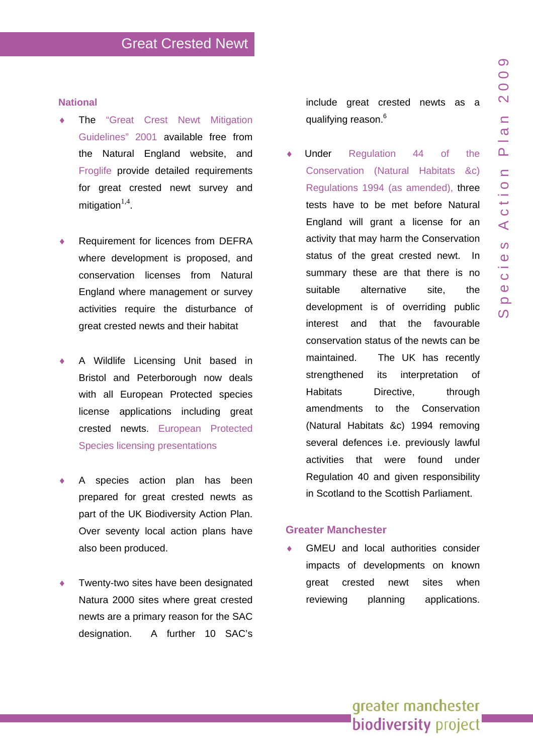## National

- The "Great Crest Newt Mitigation Guidelines" 2001 available free from the Natural England website, and Froglife provide detailed requirements for great crested newt survey and mitigation[1,4].

- Requirement for licences from DEFRA where development is proposed, and conservation licenses from Natural England where management or survey activities require the disturbance of great crested newts and their habitat

- A Wildlife Licensing Unit based in Bristol and Peterborough now deals with all European Protected species license applications including great crested newts. European Protected Species licensing presentations

- A species action plan has been prepared for great crested newts as part of the UK Biodiversity Action Plan. Over seventy local action plans have also been produced.

- Twenty-two sites have been designated Natura 2000 sites where great crested newts are a primary reason for the SAC designation. A further 10 SAC's include great crested newts as a qualifying reason.[6]

- Under Regulation 44 of the Conservation (Natural Habitats &c) Regulations 1994 (as amended), three tests have to be met before Natural England will grant a license for an activity that may harm the Conservation status of the great crested newt. In summary these are that there is no suitable alternative site, the development is of overriding public interest and that the favourable conservation status of the newts can be maintained. The UK has recently strengthened its interpretation of Habitats Directive, through amendments to the Conservation (Natural Habitats &c) 1994 removing several defences i.e. previously lawful activities that were found under Regulation 40 and given responsibility in Scotland to the Scottish Parliament.

## Greater Manchester

- GMEU and local authorities consider impacts of developments on known great crested newt sites when reviewing planning applications.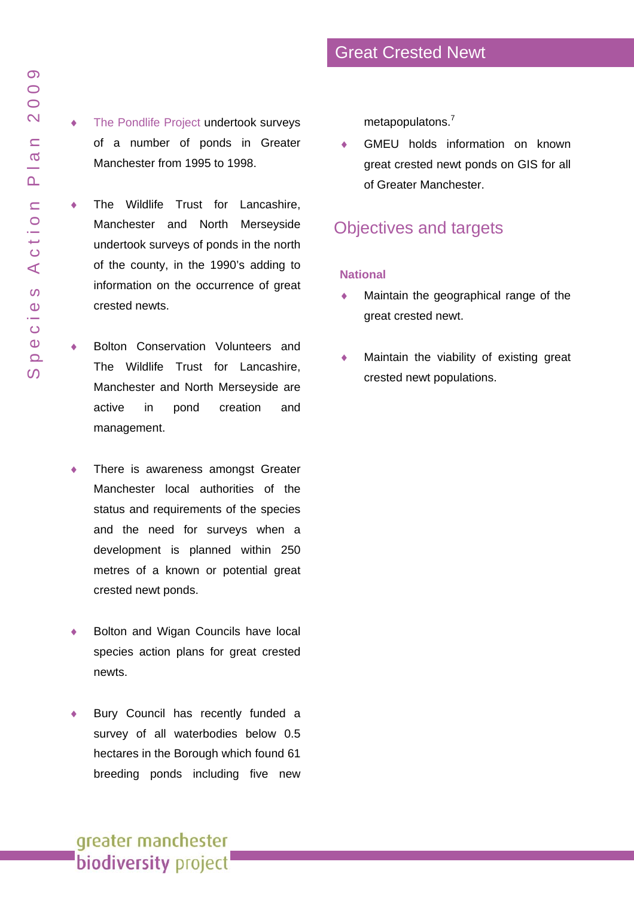- The Pondlife Project undertook surveys of a number of ponds in Greater Manchester from 1995 to 1998.

- The Wildlife Trust for Lancashire, Manchester and North Merseyside undertook surveys of ponds in the north of the county, in the 1990's adding to information on the occurrence of great crested newts.

- Bolton Conservation Volunteers and The Wildlife Trust for Lancashire, Manchester and North Merseyside are active in pond creation and management.

- There is awareness amongst Greater Manchester local authorities of the status and requirements of the species and the need for surveys when a development is planned within 250 metres of a known or potential great crested newt ponds.

- Bolton and Wigan Councils have local species action plans for great crested newts.

- Bury Council has recently funded a survey of all waterbodies below 0.5 hectares in the Borough which found 61 breeding ponds including five new metapopulatons.[7]

- GMEU holds information on known great crested newt ponds on GIS for all of Greater Manchester.

## Objectives and targets

### National

- Maintain the geographical range of the great crested newt.

- Maintain the viability of existing great crested newt populations.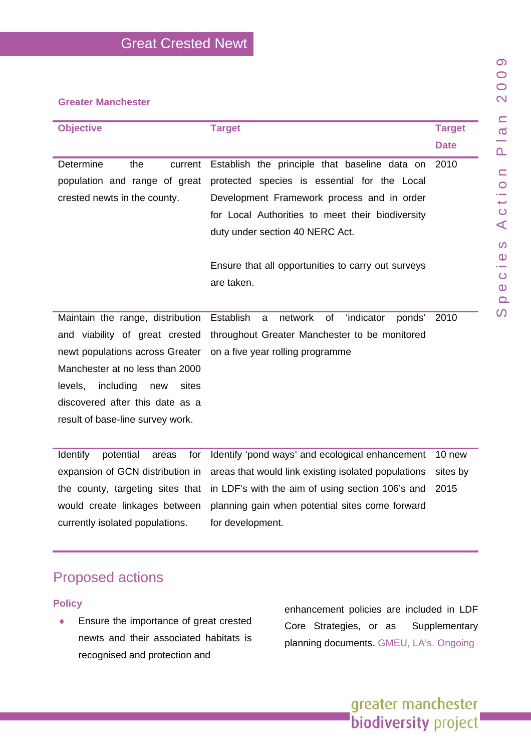## Great Crested Newt

### Greater Manchester

| Objective | Target | Target Date |
|---|---|---|
| Determine the current population and range of great crested newts in the county. | Establish the principle that baseline data on protected species is essential for the Local Development Framework process and in order for Local Authorities to meet their biodiversity duty under section 40 NERC Act.<br><br>Ensure that all opportunities to carry out surveys are taken. | 2010 |
| Maintain the range, distribution and viability of great crested newt populations across Greater Manchester at no less than 2000 levels, including new sites discovered after this date as a result of base-line survey work. | Establish a network of 'indicator ponds' throughout Greater Manchester to be monitored on a five year rolling programme | 2010 |
| Identify potential areas for expansion of GCN distribution in the county, targeting sites that would create linkages between currently isolated populations. | Identify 'pond ways' and ecological enhancement areas that would link existing isolated populations in LDF's with the aim of using section 106's and planning gain when potential sites come forward for development. | 10 new sites by 2015 |

## Proposed actions

### Policy

- Ensure the importance of great crested newts and their associated habitats is recognised and protection and enhancement policies are included in LDF Core Strategies, or as Supplementary planning documents. GMEU, LA's. Ongoing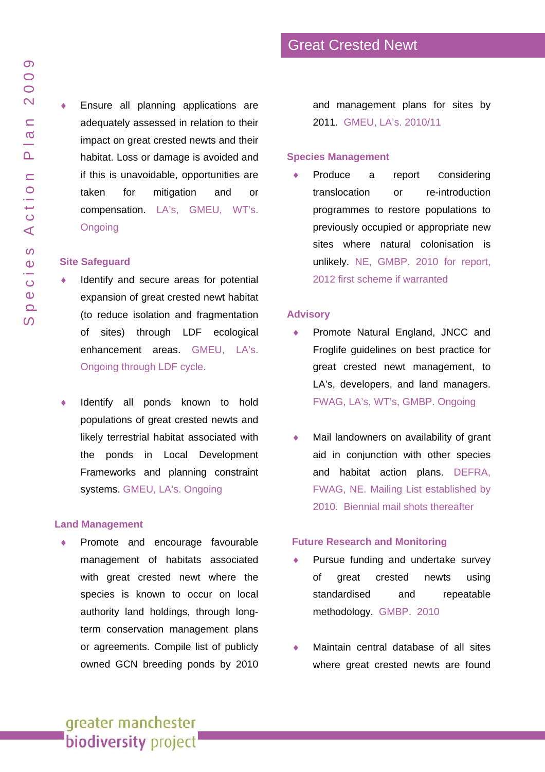- Ensure all planning applications are adequately assessed in relation to their impact on great crested newts and their habitat. Loss or damage is avoided and if this is unavoidable, opportunities are taken for mitigation and or compensation. LA's, GMEU, WT's. Ongoing

### Site Safeguard

- Identify and secure areas for potential expansion of great crested newt habitat (to reduce isolation and fragmentation of sites) through LDF ecological enhancement areas. GMEU, LA's. Ongoing through LDF cycle.

- Identify all ponds known to hold populations of great crested newts and likely terrestrial habitat associated with the ponds in Local Development Frameworks and planning constraint systems. GMEU, LA's. Ongoing

### Land Management

- Promote and encourage favourable management of habitats associated with great crested newt where the species is known to occur on local authority land holdings, through long-term conservation management plans or agreements. Compile list of publicly owned GCN breeding ponds by 2010 and management plans for sites by 2011. GMEU, LA's. 2010/11

### Species Management

- Produce a report considering translocation or re-introduction programmes to restore populations to previously occupied or appropriate new sites where natural colonisation is unlikely. NE, GMBP. 2010 for report, 2012 first scheme if warranted

### Advisory

- Promote Natural England, JNCC and Froglife guidelines on best practice for great crested newt management, to LA's, developers, and land managers. FWAG, LA's, WT's, GMBP. Ongoing

- Mail landowners on availability of grant aid in conjunction with other species and habitat action plans. DEFRA, FWAG, NE. Mailing List established by 2010. Biennial mail shots thereafter

### Future Research and Monitoring

- Pursue funding and undertake survey of great crested newts using standardised and repeatable methodology. GMBP. 2010

- Maintain central database of all sites where great crested newts are found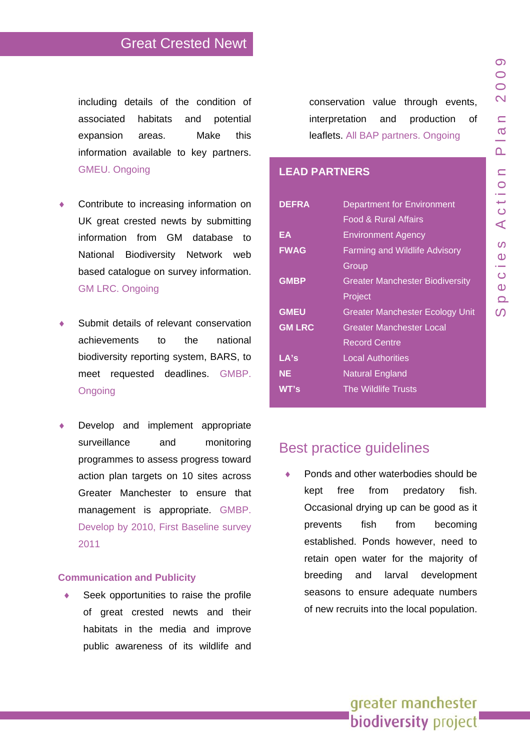including details of the condition of associated habitats and potential expansion areas. Make this information available to key partners. GMEU. Ongoing

- Contribute to increasing information on UK great crested newts by submitting information from GM database to National Biodiversity Network web based catalogue on survey information. GM LRC. Ongoing

- Submit details of relevant conservation achievements to the national biodiversity reporting system, BARS, to meet requested deadlines. GMBP. Ongoing

- Develop and implement appropriate surveillance and monitoring programmes to assess progress toward action plan targets on 10 sites across Greater Manchester to ensure that management is appropriate. GMBP. Develop by 2010, First Baseline survey 2011

### Communication and Publicity

- Seek opportunities to raise the profile of great crested newts and their habitats in the media and improve public awareness of its wildlife and conservation value through events, interpretation and production of leaflets. All BAP partners. Ongoing

## LEAD PARTNERS

| | |
|---|---|
| **DEFRA** | Department for Environment Food & Rural Affairs |
| **EA** | Environment Agency |
| **FWAG** | Farming and Wildlife Advisory Group |
| **GMBP** | Greater Manchester Biodiversity Project |
| **GMEU** | Greater Manchester Ecology Unit |
| **GM LRC** | Greater Manchester Local Record Centre |
| **LA's** | Local Authorities |
| **NE** | Natural England |
| **WT's** | The Wildlife Trusts |

## Best practice guidelines

- Ponds and other waterbodies should be kept free from predatory fish. Occasional drying up can be good as it prevents fish from becoming established. Ponds however, need to retain open water for the majority of breeding and larval development seasons to ensure adequate numbers of new recruits into the local population.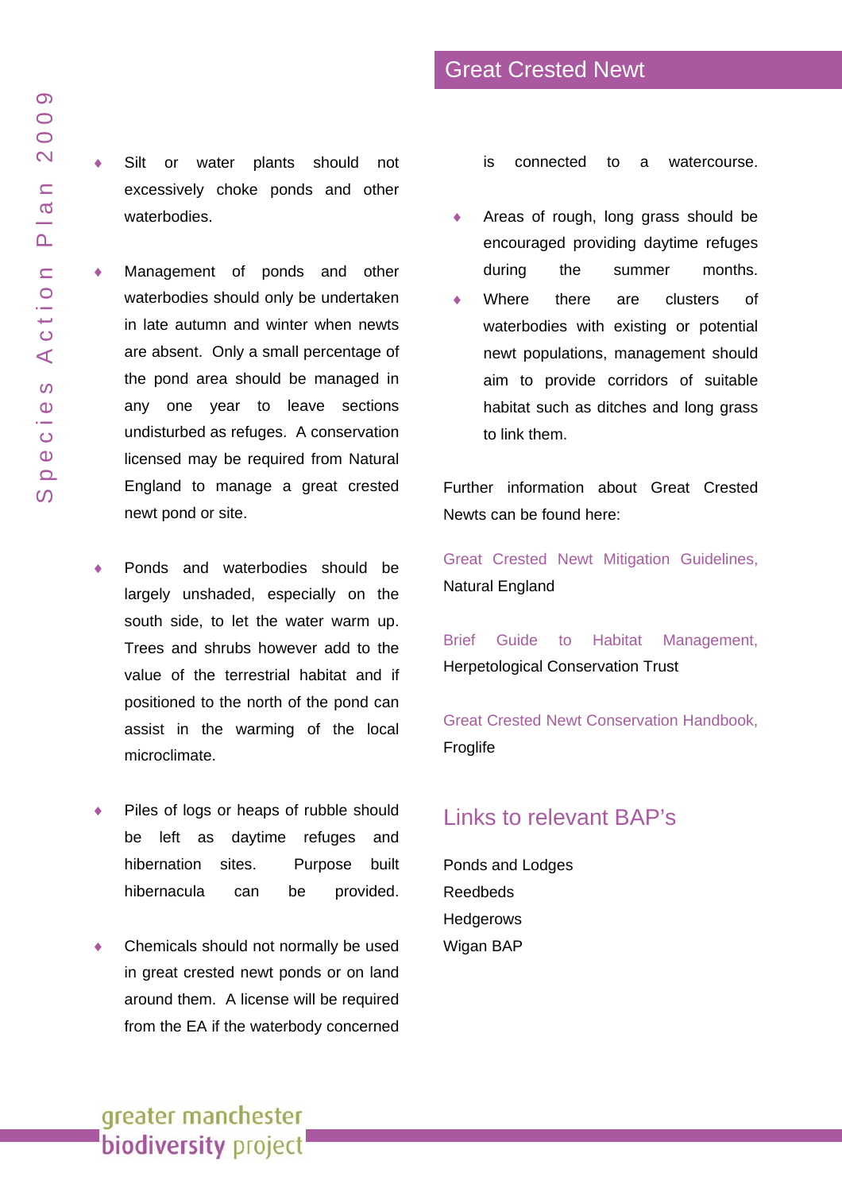## Great Crested Newt

- Silt or water plants should not excessively choke ponds and other waterbodies.
- Management of ponds and other waterbodies should only be undertaken in late autumn and winter when newts are absent. Only a small percentage of the pond area should be managed in any one year to leave sections undisturbed as refuges. A conservation licensed may be required from Natural England to manage a great crested newt pond or site.
- Ponds and waterbodies should be largely unshaded, especially on the south side, to let the water warm up. Trees and shrubs however add to the value of the terrestrial habitat and if positioned to the north of the pond can assist in the warming of the local microclimate.
- Piles of logs or heaps of rubble should be left as daytime refuges and hibernation sites. Purpose built hibernacula can be provided.
- Chemicals should not normally be used in great crested newt ponds or on land around them. A license will be required from the EA if the waterbody concerned is connected to a watercourse.
- Areas of rough, long grass should be encouraged providing daytime refuges during the summer months.
- Where there are clusters of waterbodies with existing or potential newt populations, management should aim to provide corridors of suitable habitat such as ditches and long grass to link them.

Further information about Great Crested Newts can be found here:

Great Crested Newt Mitigation Guidelines, Natural England

Brief Guide to Habitat Management, Herpetological Conservation Trust

Great Crested Newt Conservation Handbook, Froglife

## Links to relevant BAP's

Ponds and Lodges
Reedbeds
Hedgerows
Wigan BAP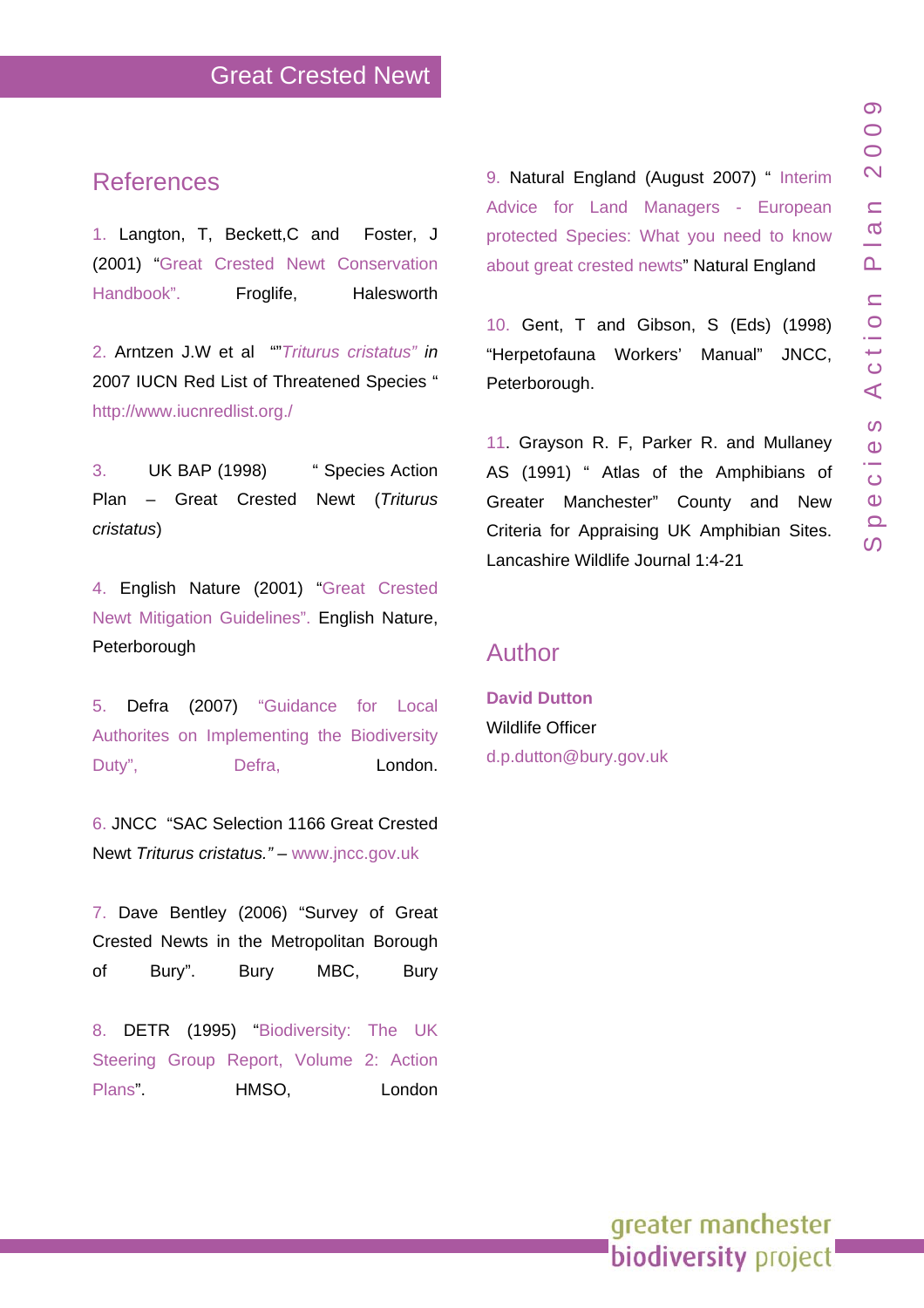## References

1. Langton, T, Beckett,C and Foster, J (2001) "Great Crested Newt Conservation Handbook". Froglife, Halesworth

2. Arntzen J.W et al ""*Triturus cristatus" in* 2007 IUCN Red List of Threatened Species " http://www.iucnredlist.org./

3. UK BAP (1998) " Species Action Plan – Great Crested Newt (*Triturus cristatus*)

4. English Nature (2001) "Great Crested Newt Mitigation Guidelines". English Nature, Peterborough

5. Defra (2007) "Guidance for Local Authorites on Implementing the Biodiversity Duty", Defra, London.

6. JNCC "SAC Selection 1166 Great Crested Newt *Triturus cristatus."* – www.jncc.gov.uk

7. Dave Bentley (2006) "Survey of Great Crested Newts in the Metropolitan Borough of Bury". Bury MBC, Bury

8. DETR (1995) "Biodiversity: The UK Steering Group Report, Volume 2: Action Plans". HMSO, London

9. Natural England (August 2007) " Interim Advice for Land Managers - European protected Species: What you need to know about great crested newts" Natural England

10. Gent, T and Gibson, S (Eds) (1998) "Herpetofauna Workers' Manual" JNCC, Peterborough.

11. Grayson R. F, Parker R. and Mullaney AS (1991) " Atlas of the Amphibians of Greater Manchester" County and New Criteria for Appraising UK Amphibian Sites. Lancashire Wildlife Journal 1:4-21

## Author

**David Dutton**
Wildlife Officer
d.p.dutton@bury.gov.uk